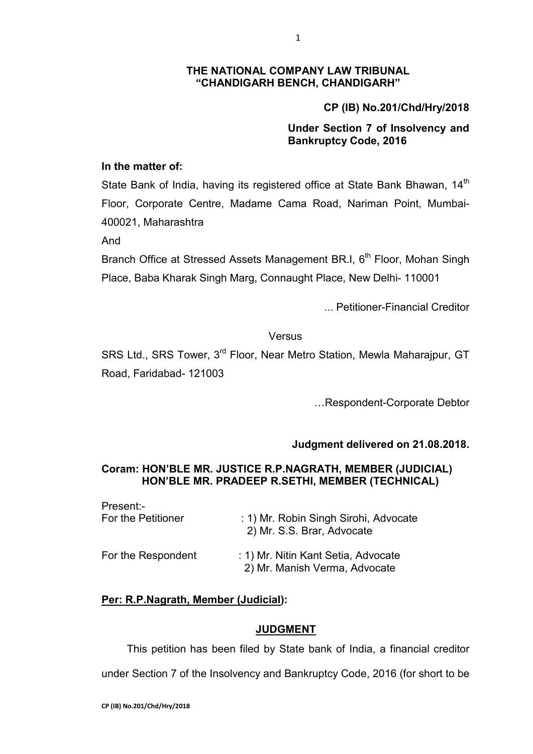**THE NATIONAL COMPANY LAW TRIBUNAL**
**"CHANDIGARH BENCH, CHANDIGARH"**

**CP (IB) No.201/Chd/Hry/2018**

**Under Section 7 of Insolvency and Bankruptcy Code, 2016**

**In the matter of:**

State Bank of India, having its registered office at State Bank Bhawan, 14th Floor, Corporate Centre, Madame Cama Road, Nariman Point, Mumbai-400021, Maharashtra

And

Branch Office at Stressed Assets Management BR.I, 6th Floor, Mohan Singh Place, Baba Kharak Singh Marg, Connaught Place, New Delhi- 110001

... Petitioner-Financial Creditor

Versus

SRS Ltd., SRS Tower, 3rd Floor, Near Metro Station, Mewla Maharajpur, GT Road, Faridabad- 121003

…Respondent-Corporate Debtor

**Judgment delivered on 21.08.2018.**

**Coram: HON'BLE MR. JUSTICE R.P.NAGRATH, MEMBER (JUDICIAL)**
**HON'BLE MR. PRADEEP R.SETHI, MEMBER (TECHNICAL)**

Present:-

For the Petitioner : 1) Mr. Robin Singh Sirohi, Advocate
2) Mr. S.S. Brar, Advocate

For the Respondent : 1) Mr. Nitin Kant Setia, Advocate
2) Mr. Manish Verma, Advocate

**Per: R.P.Nagrath, Member (Judicial):**

**JUDGMENT**

This petition has been filed by State bank of India, a financial creditor under Section 7 of the Insolvency and Bankruptcy Code, 2016 (for short to be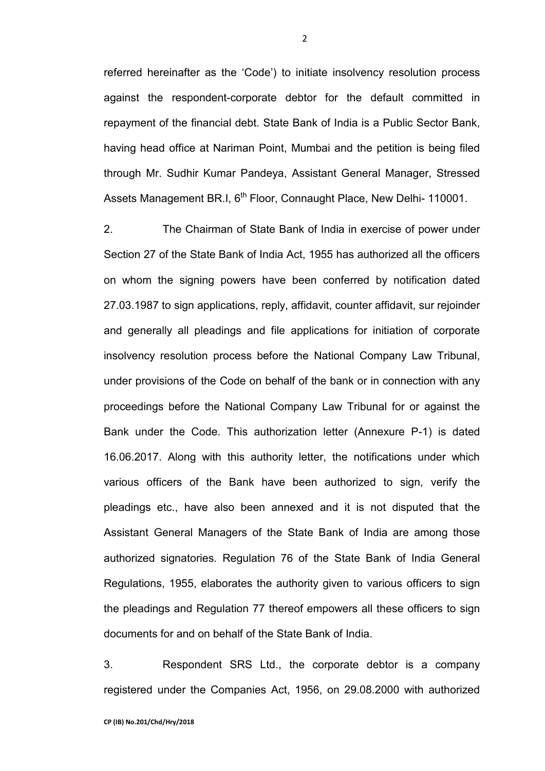referred hereinafter as the 'Code') to initiate insolvency resolution process against the respondent-corporate debtor for the default committed in repayment of the financial debt. State Bank of India is a Public Sector Bank, having head office at Nariman Point, Mumbai and the petition is being filed through Mr. Sudhir Kumar Pandeya, Assistant General Manager, Stressed Assets Management BR.I, 6th Floor, Connaught Place, New Delhi- 110001.

2. The Chairman of State Bank of India in exercise of power under Section 27 of the State Bank of India Act, 1955 has authorized all the officers on whom the signing powers have been conferred by notification dated 27.03.1987 to sign applications, reply, affidavit, counter affidavit, sur rejoinder and generally all pleadings and file applications for initiation of corporate insolvency resolution process before the National Company Law Tribunal, under provisions of the Code on behalf of the bank or in connection with any proceedings before the National Company Law Tribunal for or against the Bank under the Code. This authorization letter (Annexure P-1) is dated 16.06.2017. Along with this authority letter, the notifications under which various officers of the Bank have been authorized to sign, verify the pleadings etc., have also been annexed and it is not disputed that the Assistant General Managers of the State Bank of India are among those authorized signatories. Regulation 76 of the State Bank of India General Regulations, 1955, elaborates the authority given to various officers to sign the pleadings and Regulation 77 thereof empowers all these officers to sign documents for and on behalf of the State Bank of India.

3. Respondent SRS Ltd., the corporate debtor is a company registered under the Companies Act, 1956, on 29.08.2000 with authorized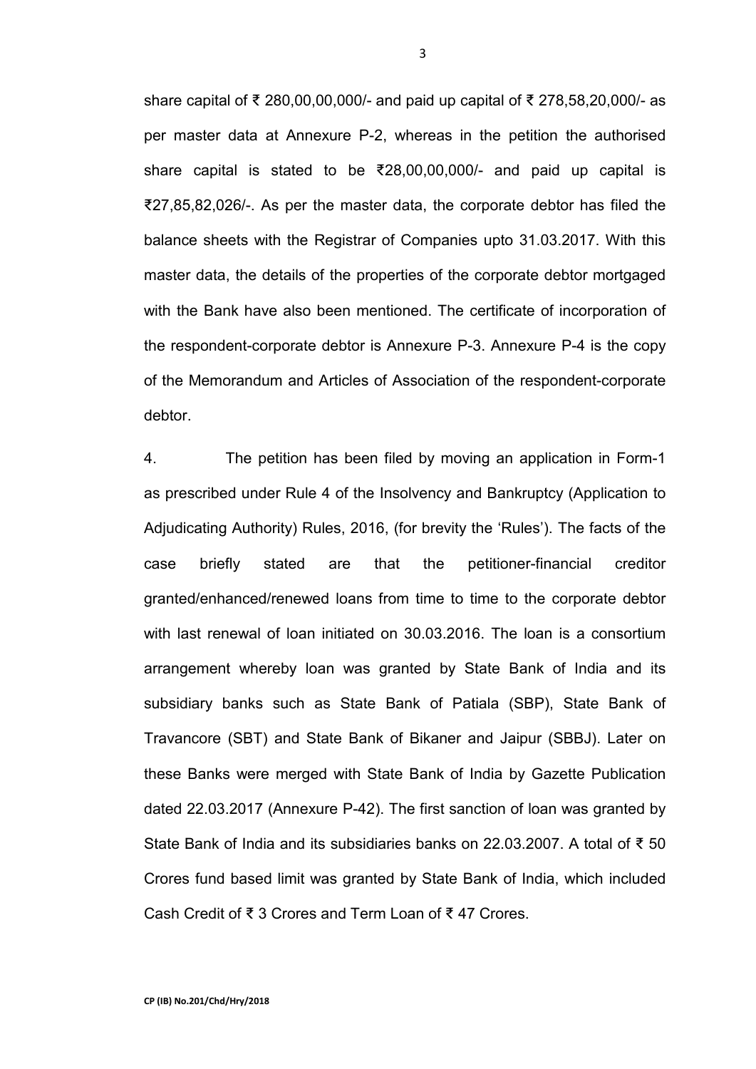share capital of ₹ 280,00,00,000/- and paid up capital of ₹ 278,58,20,000/- as per master data at Annexure P-2, whereas in the petition the authorised share capital is stated to be ₹28,00,00,000/- and paid up capital is ₹27,85,82,026/-. As per the master data, the corporate debtor has filed the balance sheets with the Registrar of Companies upto 31.03.2017. With this master data, the details of the properties of the corporate debtor mortgaged with the Bank have also been mentioned. The certificate of incorporation of the respondent-corporate debtor is Annexure P-3. Annexure P-4 is the copy of the Memorandum and Articles of Association of the respondent-corporate debtor.

4. The petition has been filed by moving an application in Form-1 as prescribed under Rule 4 of the Insolvency and Bankruptcy (Application to Adjudicating Authority) Rules, 2016, (for brevity the 'Rules'). The facts of the case briefly stated are that the petitioner-financial creditor granted/enhanced/renewed loans from time to time to the corporate debtor with last renewal of loan initiated on 30.03.2016. The loan is a consortium arrangement whereby loan was granted by State Bank of India and its subsidiary banks such as State Bank of Patiala (SBP), State Bank of Travancore (SBT) and State Bank of Bikaner and Jaipur (SBBJ). Later on these Banks were merged with State Bank of India by Gazette Publication dated 22.03.2017 (Annexure P-42). The first sanction of loan was granted by State Bank of India and its subsidiaries banks on 22.03.2007. A total of ₹ 50 Crores fund based limit was granted by State Bank of India, which included Cash Credit of ₹ 3 Crores and Term Loan of ₹ 47 Crores.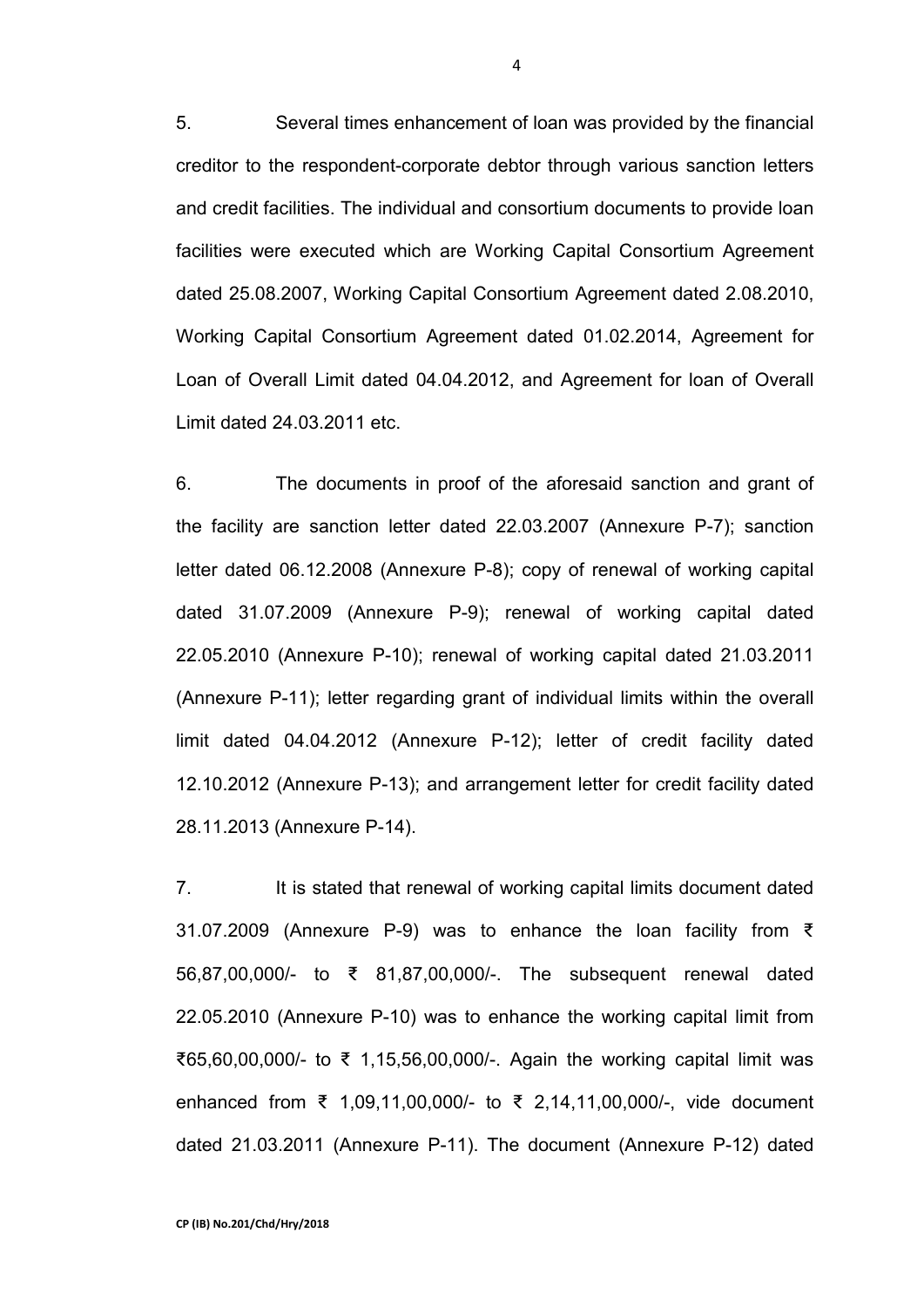5. Several times enhancement of loan was provided by the financial creditor to the respondent-corporate debtor through various sanction letters and credit facilities. The individual and consortium documents to provide loan facilities were executed which are Working Capital Consortium Agreement dated 25.08.2007, Working Capital Consortium Agreement dated 2.08.2010, Working Capital Consortium Agreement dated 01.02.2014, Agreement for Loan of Overall Limit dated 04.04.2012, and Agreement for loan of Overall Limit dated 24.03.2011 etc.

6. The documents in proof of the aforesaid sanction and grant of the facility are sanction letter dated 22.03.2007 (Annexure P-7); sanction letter dated 06.12.2008 (Annexure P-8); copy of renewal of working capital dated 31.07.2009 (Annexure P-9); renewal of working capital dated 22.05.2010 (Annexure P-10); renewal of working capital dated 21.03.2011 (Annexure P-11); letter regarding grant of individual limits within the overall limit dated 04.04.2012 (Annexure P-12); letter of credit facility dated 12.10.2012 (Annexure P-13); and arrangement letter for credit facility dated 28.11.2013 (Annexure P-14).

7. It is stated that renewal of working capital limits document dated 31.07.2009 (Annexure P-9) was to enhance the loan facility from ₹ 56,87,00,000/- to ₹ 81,87,00,000/-. The subsequent renewal dated 22.05.2010 (Annexure P-10) was to enhance the working capital limit from ₹65,60,00,000/- to ₹ 1,15,56,00,000/-. Again the working capital limit was enhanced from ₹ 1,09,11,00,000/- to ₹ 2,14,11,00,000/-, vide document dated 21.03.2011 (Annexure P-11). The document (Annexure P-12) dated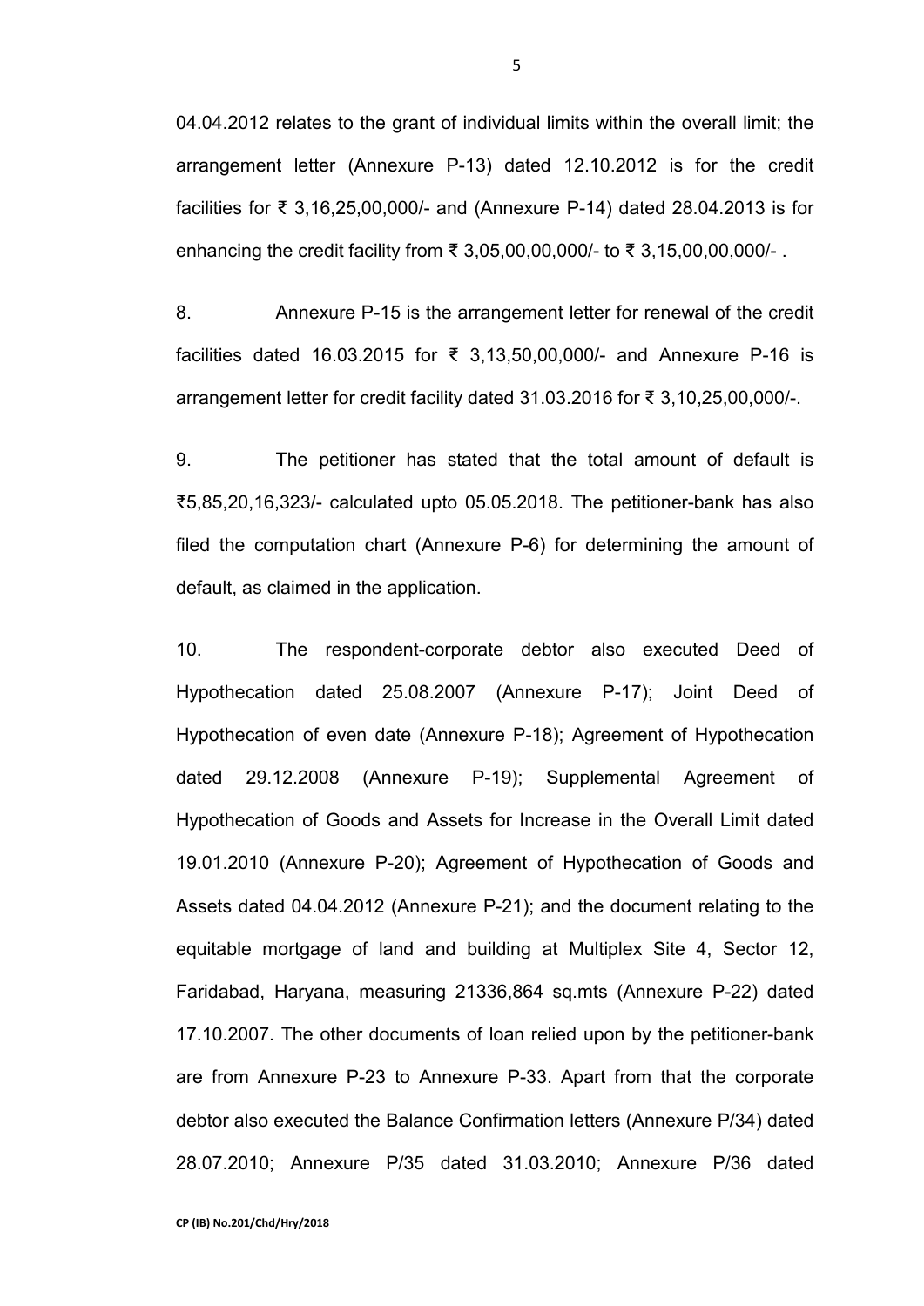04.04.2012 relates to the grant of individual limits within the overall limit; the arrangement letter (Annexure P-13) dated 12.10.2012 is for the credit facilities for ₹ 3,16,25,00,000/- and (Annexure P-14) dated 28.04.2013 is for enhancing the credit facility from ₹ 3,05,00,00,000/- to ₹ 3,15,00,00,000/- .

8. Annexure P-15 is the arrangement letter for renewal of the credit facilities dated 16.03.2015 for ₹ 3,13,50,00,000/- and Annexure P-16 is arrangement letter for credit facility dated 31.03.2016 for ₹ 3,10,25,00,000/-.

9. The petitioner has stated that the total amount of default is ₹5,85,20,16,323/- calculated upto 05.05.2018. The petitioner-bank has also filed the computation chart (Annexure P-6) for determining the amount of default, as claimed in the application.

10. The respondent-corporate debtor also executed Deed of Hypothecation dated 25.08.2007 (Annexure P-17); Joint Deed of Hypothecation of even date (Annexure P-18); Agreement of Hypothecation dated 29.12.2008 (Annexure P-19); Supplemental Agreement of Hypothecation of Goods and Assets for Increase in the Overall Limit dated 19.01.2010 (Annexure P-20); Agreement of Hypothecation of Goods and Assets dated 04.04.2012 (Annexure P-21); and the document relating to the equitable mortgage of land and building at Multiplex Site 4, Sector 12, Faridabad, Haryana, measuring 21336,864 sq.mts (Annexure P-22) dated 17.10.2007. The other documents of loan relied upon by the petitioner-bank are from Annexure P-23 to Annexure P-33. Apart from that the corporate debtor also executed the Balance Confirmation letters (Annexure P/34) dated 28.07.2010; Annexure P/35 dated 31.03.2010; Annexure P/36 dated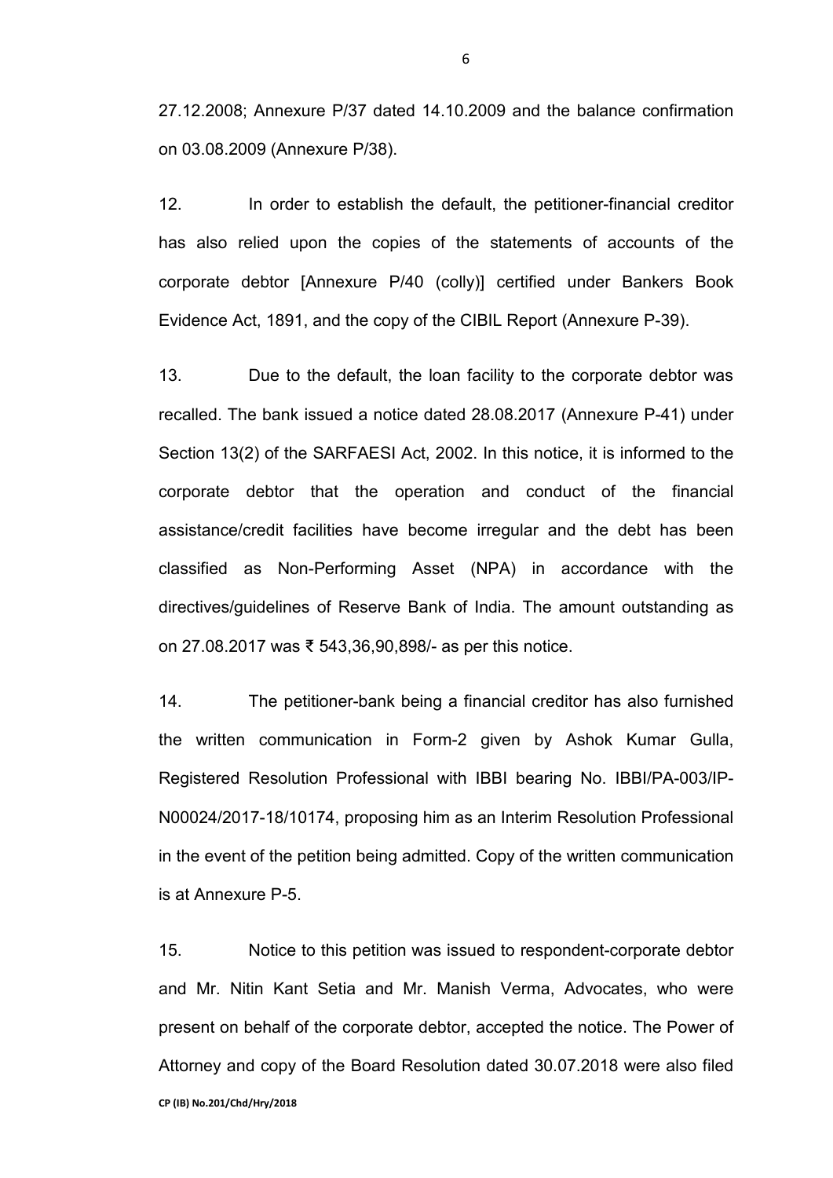27.12.2008; Annexure P/37 dated 14.10.2009 and the balance confirmation on 03.08.2009 (Annexure P/38).

12. In order to establish the default, the petitioner-financial creditor has also relied upon the copies of the statements of accounts of the corporate debtor [Annexure P/40 (colly)] certified under Bankers Book Evidence Act, 1891, and the copy of the CIBIL Report (Annexure P-39).

13. Due to the default, the loan facility to the corporate debtor was recalled. The bank issued a notice dated 28.08.2017 (Annexure P-41) under Section 13(2) of the SARFAESI Act, 2002. In this notice, it is informed to the corporate debtor that the operation and conduct of the financial assistance/credit facilities have become irregular and the debt has been classified as Non-Performing Asset (NPA) in accordance with the directives/guidelines of Reserve Bank of India. The amount outstanding as on 27.08.2017 was ₹ 543,36,90,898/- as per this notice.

14. The petitioner-bank being a financial creditor has also furnished the written communication in Form-2 given by Ashok Kumar Gulla, Registered Resolution Professional with IBBI bearing No. IBBI/PA-003/IP-N00024/2017-18/10174, proposing him as an Interim Resolution Professional in the event of the petition being admitted. Copy of the written communication is at Annexure P-5.

15. Notice to this petition was issued to respondent-corporate debtor and Mr. Nitin Kant Setia and Mr. Manish Verma, Advocates, who were present on behalf of the corporate debtor, accepted the notice. The Power of Attorney and copy of the Board Resolution dated 30.07.2018 were also filed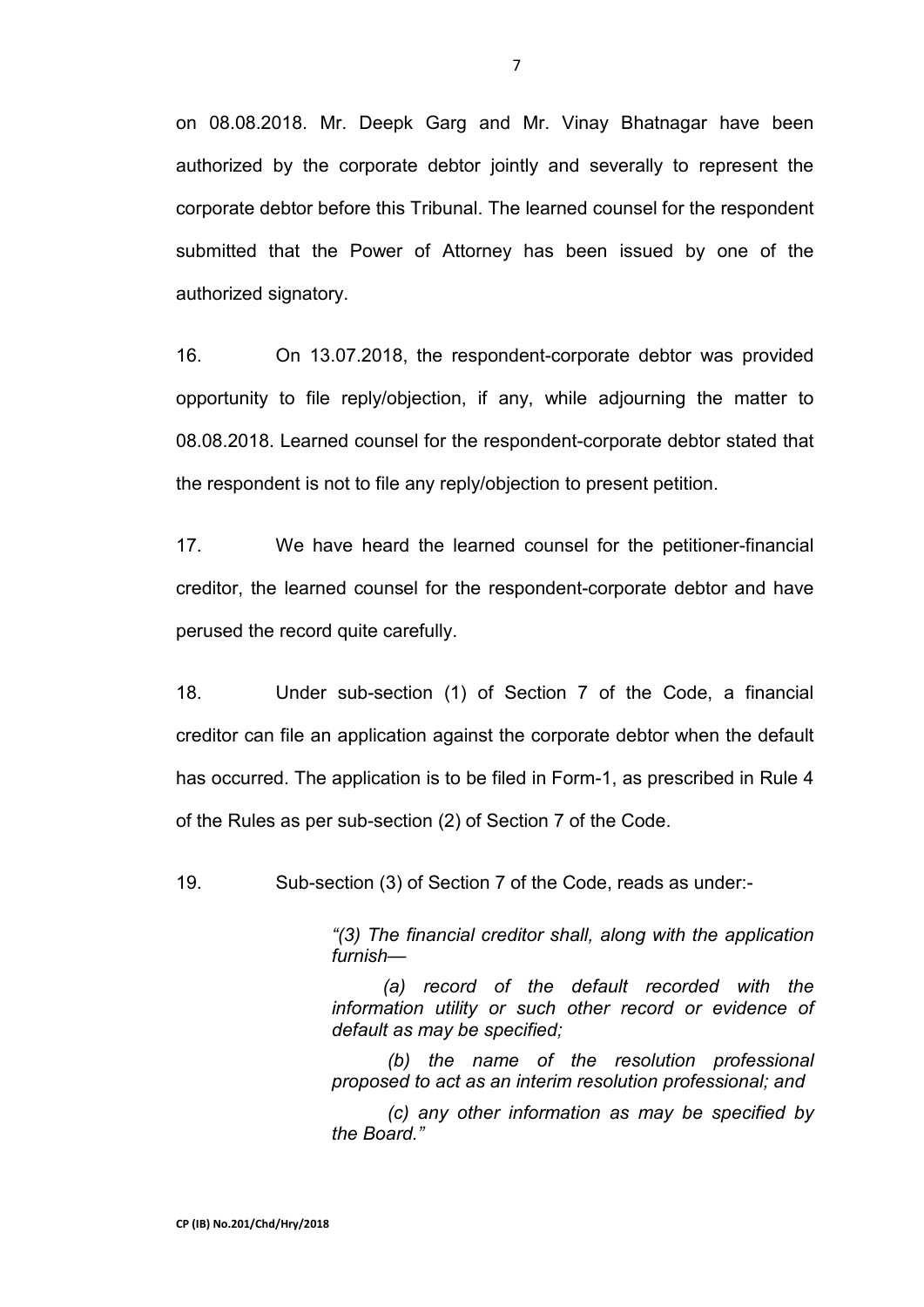on 08.08.2018. Mr. Deepk Garg and Mr. Vinay Bhatnagar have been authorized by the corporate debtor jointly and severally to represent the corporate debtor before this Tribunal. The learned counsel for the respondent submitted that the Power of Attorney has been issued by one of the authorized signatory.

16. On 13.07.2018, the respondent-corporate debtor was provided opportunity to file reply/objection, if any, while adjourning the matter to 08.08.2018. Learned counsel for the respondent-corporate debtor stated that the respondent is not to file any reply/objection to present petition.

17. We have heard the learned counsel for the petitioner-financial creditor, the learned counsel for the respondent-corporate debtor and have perused the record quite carefully.

18. Under sub-section (1) of Section 7 of the Code, a financial creditor can file an application against the corporate debtor when the default has occurred. The application is to be filed in Form-1, as prescribed in Rule 4 of the Rules as per sub-section (2) of Section 7 of the Code.

19. Sub-section (3) of Section 7 of the Code, reads as under:-

> *"(3) The financial creditor shall, along with the application furnish—*
>
> *(a) record of the default recorded with the information utility or such other record or evidence of default as may be specified;*
>
> *(b) the name of the resolution professional proposed to act as an interim resolution professional; and*
>
> *(c) any other information as may be specified by the Board."*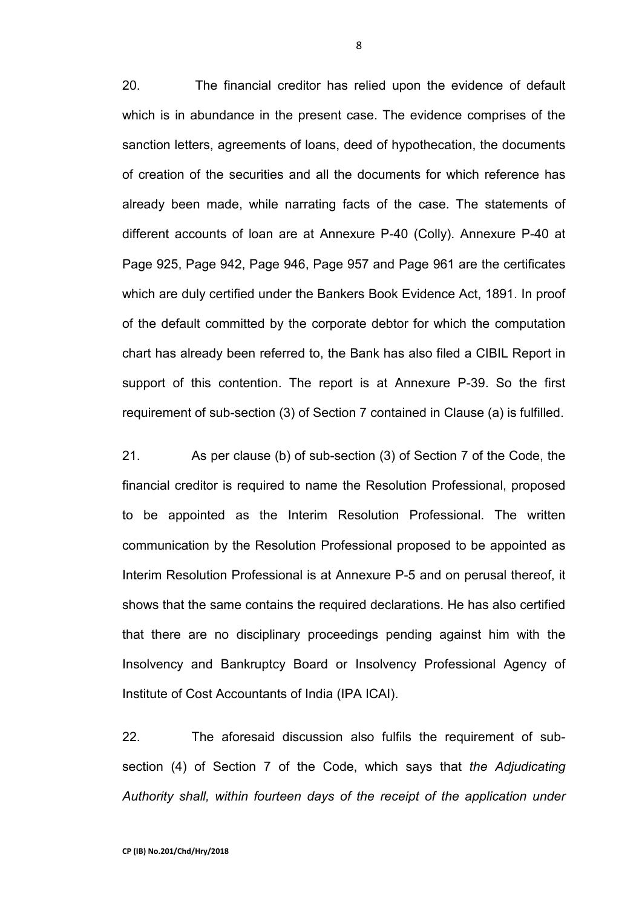20. The financial creditor has relied upon the evidence of default which is in abundance in the present case. The evidence comprises of the sanction letters, agreements of loans, deed of hypothecation, the documents of creation of the securities and all the documents for which reference has already been made, while narrating facts of the case. The statements of different accounts of loan are at Annexure P-40 (Colly). Annexure P-40 at Page 925, Page 942, Page 946, Page 957 and Page 961 are the certificates which are duly certified under the Bankers Book Evidence Act, 1891. In proof of the default committed by the corporate debtor for which the computation chart has already been referred to, the Bank has also filed a CIBIL Report in support of this contention. The report is at Annexure P-39. So the first requirement of sub-section (3) of Section 7 contained in Clause (a) is fulfilled.

21. As per clause (b) of sub-section (3) of Section 7 of the Code, the financial creditor is required to name the Resolution Professional, proposed to be appointed as the Interim Resolution Professional. The written communication by the Resolution Professional proposed to be appointed as Interim Resolution Professional is at Annexure P-5 and on perusal thereof, it shows that the same contains the required declarations. He has also certified that there are no disciplinary proceedings pending against him with the Insolvency and Bankruptcy Board or Insolvency Professional Agency of Institute of Cost Accountants of India (IPA ICAI).

22. The aforesaid discussion also fulfils the requirement of sub-section (4) of Section 7 of the Code, which says that *the Adjudicating Authority shall, within fourteen days of the receipt of the application under*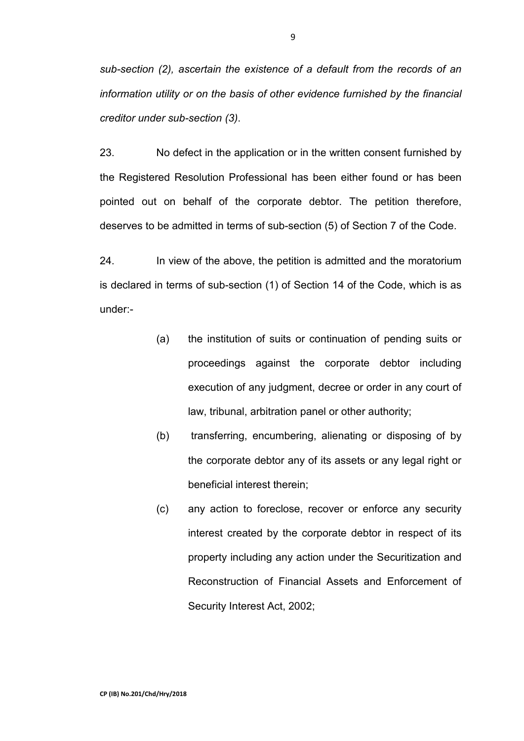*sub-section (2), ascertain the existence of a default from the records of an information utility or on the basis of other evidence furnished by the financial creditor under sub-section (3).*

23. No defect in the application or in the written consent furnished by the Registered Resolution Professional has been either found or has been pointed out on behalf of the corporate debtor. The petition therefore, deserves to be admitted in terms of sub-section (5) of Section 7 of the Code.

24. In view of the above, the petition is admitted and the moratorium is declared in terms of sub-section (1) of Section 14 of the Code, which is as under:-

> (a) the institution of suits or continuation of pending suits or proceedings against the corporate debtor including execution of any judgment, decree or order in any court of law, tribunal, arbitration panel or other authority;
>
> (b) transferring, encumbering, alienating or disposing of by the corporate debtor any of its assets or any legal right or beneficial interest therein;
>
> (c) any action to foreclose, recover or enforce any security interest created by the corporate debtor in respect of its property including any action under the Securitization and Reconstruction of Financial Assets and Enforcement of Security Interest Act, 2002;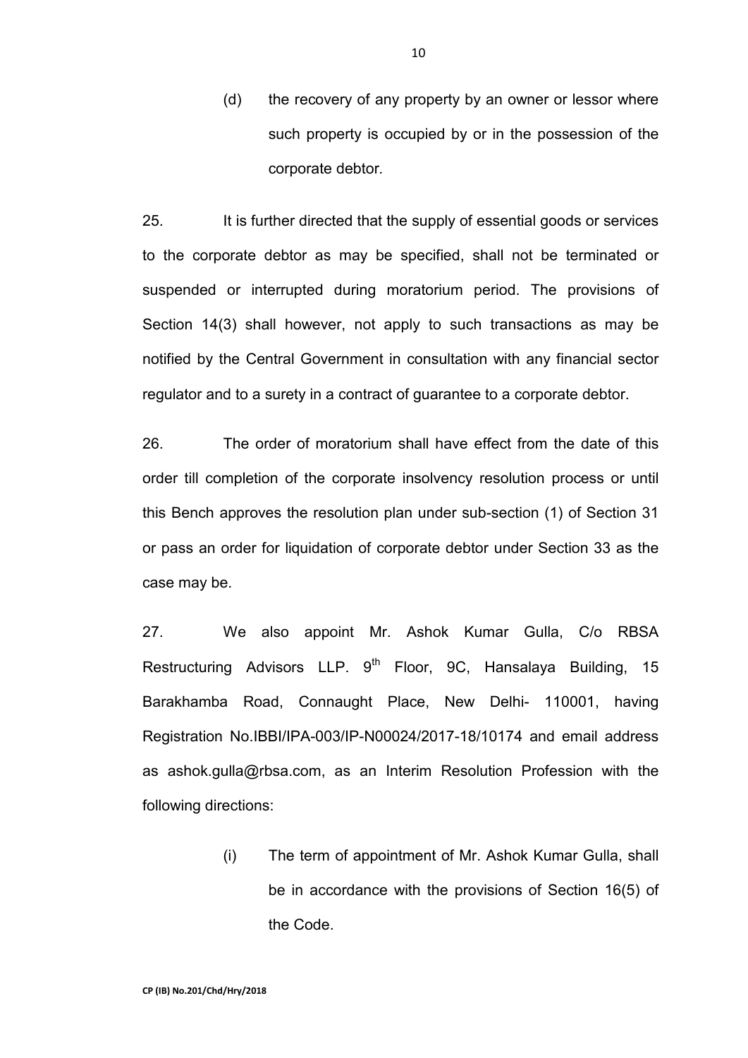(d) the recovery of any property by an owner or lessor where such property is occupied by or in the possession of the corporate debtor.

25. It is further directed that the supply of essential goods or services to the corporate debtor as may be specified, shall not be terminated or suspended or interrupted during moratorium period. The provisions of Section 14(3) shall however, not apply to such transactions as may be notified by the Central Government in consultation with any financial sector regulator and to a surety in a contract of guarantee to a corporate debtor.

26. The order of moratorium shall have effect from the date of this order till completion of the corporate insolvency resolution process or until this Bench approves the resolution plan under sub-section (1) of Section 31 or pass an order for liquidation of corporate debtor under Section 33 as the case may be.

27. We also appoint Mr. Ashok Kumar Gulla, C/o RBSA Restructuring Advisors LLP. 9th Floor, 9C, Hansalaya Building, 15 Barakhamba Road, Connaught Place, New Delhi- 110001, having Registration No.IBBI/IPA-003/IP-N00024/2017-18/10174 and email address as ashok.gulla@rbsa.com, as an Interim Resolution Profession with the following directions:

(i) The term of appointment of Mr. Ashok Kumar Gulla, shall be in accordance with the provisions of Section 16(5) of the Code.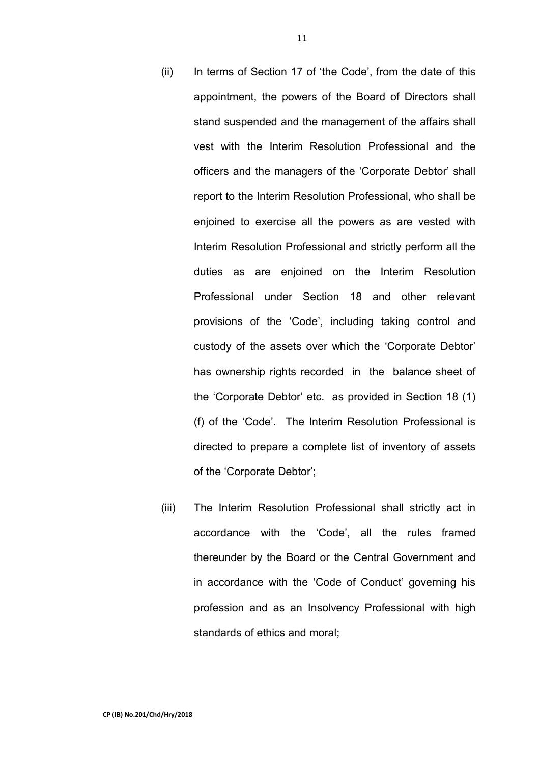(ii) In terms of Section 17 of 'the Code', from the date of this appointment, the powers of the Board of Directors shall stand suspended and the management of the affairs shall vest with the Interim Resolution Professional and the officers and the managers of the 'Corporate Debtor' shall report to the Interim Resolution Professional, who shall be enjoined to exercise all the powers as are vested with Interim Resolution Professional and strictly perform all the duties as are enjoined on the Interim Resolution Professional under Section 18 and other relevant provisions of the 'Code', including taking control and custody of the assets over which the 'Corporate Debtor' has ownership rights recorded in the balance sheet of the 'Corporate Debtor' etc. as provided in Section 18 (1) (f) of the 'Code'. The Interim Resolution Professional is directed to prepare a complete list of inventory of assets of the 'Corporate Debtor';

(iii) The Interim Resolution Professional shall strictly act in accordance with the 'Code', all the rules framed thereunder by the Board or the Central Government and in accordance with the 'Code of Conduct' governing his profession and as an Insolvency Professional with high standards of ethics and moral;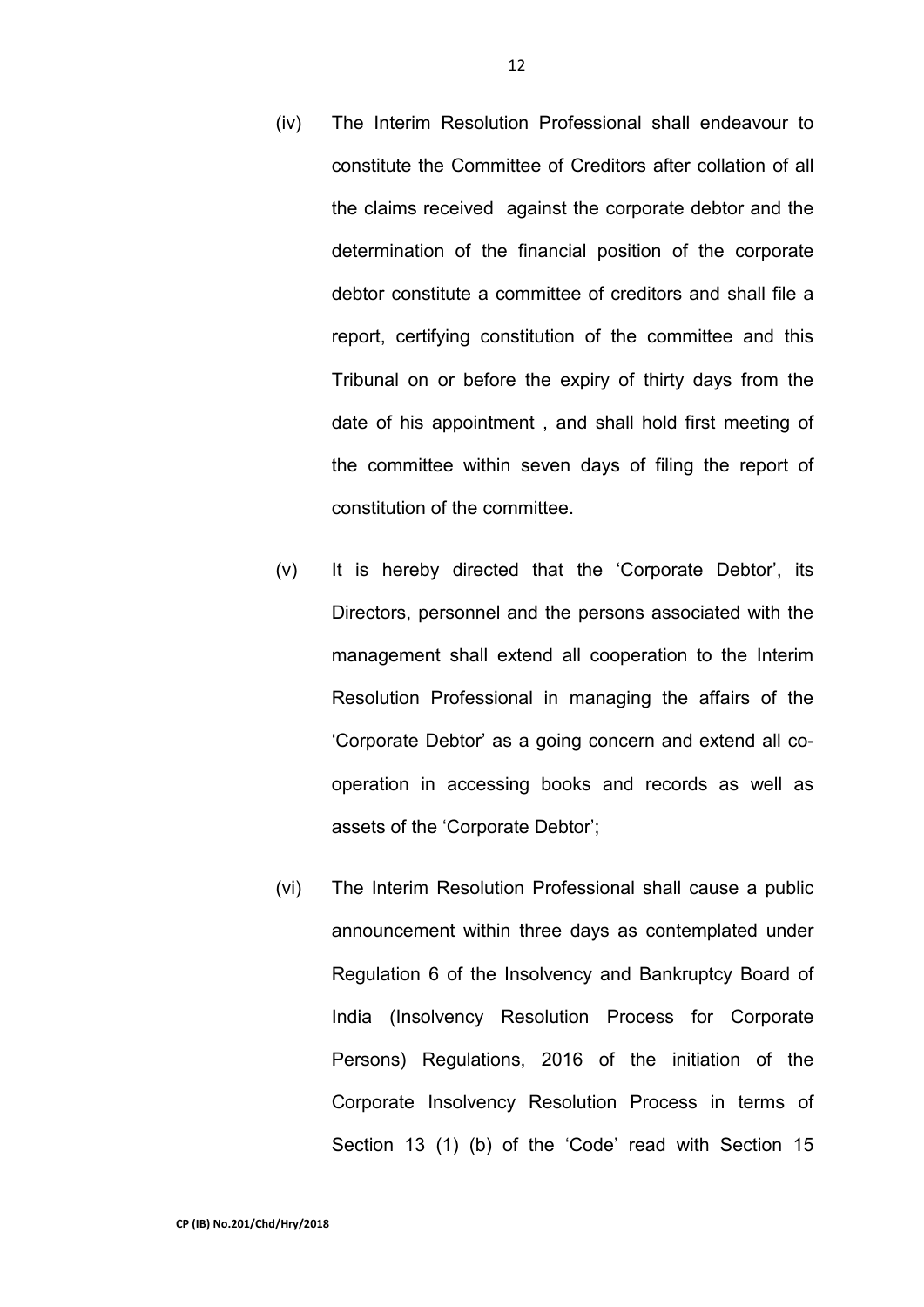(iv) The Interim Resolution Professional shall endeavour to constitute the Committee of Creditors after collation of all the claims received against the corporate debtor and the determination of the financial position of the corporate debtor constitute a committee of creditors and shall file a report, certifying constitution of the committee and this Tribunal on or before the expiry of thirty days from the date of his appointment , and shall hold first meeting of the committee within seven days of filing the report of constitution of the committee.

(v) It is hereby directed that the 'Corporate Debtor', its Directors, personnel and the persons associated with the management shall extend all cooperation to the Interim Resolution Professional in managing the affairs of the 'Corporate Debtor' as a going concern and extend all co-operation in accessing books and records as well as assets of the 'Corporate Debtor';

(vi) The Interim Resolution Professional shall cause a public announcement within three days as contemplated under Regulation 6 of the Insolvency and Bankruptcy Board of India (Insolvency Resolution Process for Corporate Persons) Regulations, 2016 of the initiation of the Corporate Insolvency Resolution Process in terms of Section 13 (1) (b) of the 'Code' read with Section 15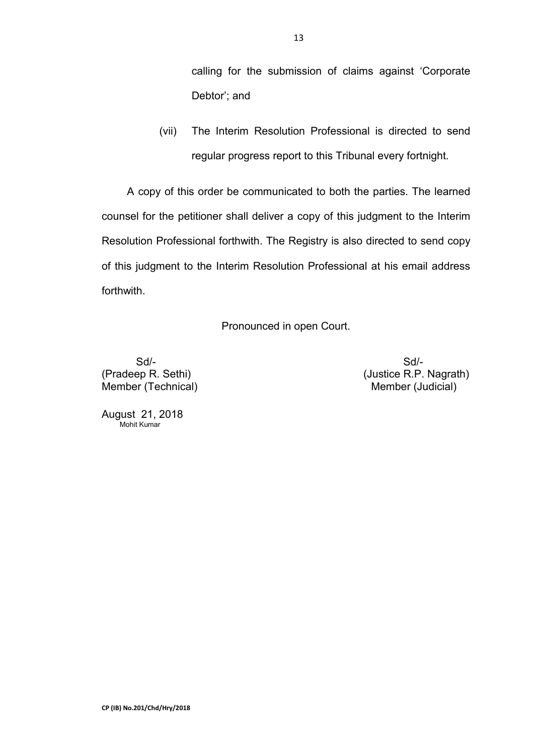calling for the submission of claims against 'Corporate Debtor'; and

(vii) The Interim Resolution Professional is directed to send regular progress report to this Tribunal every fortnight.

A copy of this order be communicated to both the parties. The learned counsel for the petitioner shall deliver a copy of this judgment to the Interim Resolution Professional forthwith. The Registry is also directed to send copy of this judgment to the Interim Resolution Professional at his email address forthwith.

Pronounced in open Court.

Sd/-
(Pradeep R. Sethi)
Member (Technical)

Sd/-
(Justice R.P. Nagrath)
Member (Judicial)

August 21, 2018
Mohit Kumar